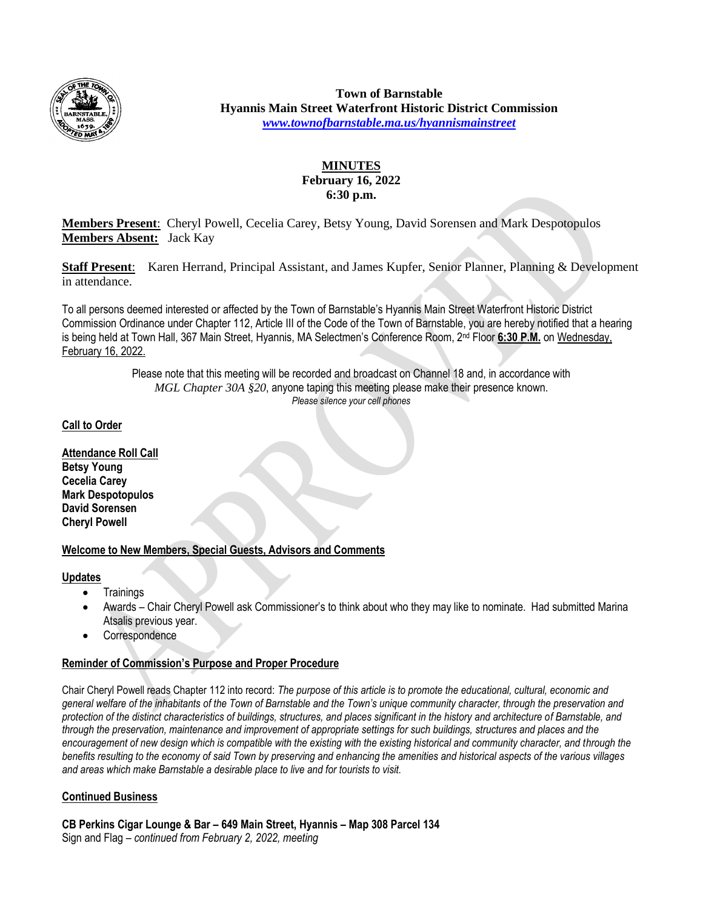**Town of Barnstable**
**Hyannis Main Street Waterfront Historic District Commission**
*www.townofbarnstable.ma.us/hyannismainstreet*

# MINUTES
**February 16, 2022**
**6:30 p.m.**

**Members Present**: Cheryl Powell, Cecelia Carey, Betsy Young, David Sorensen and Mark Despotopulos
**Members Absent:** Jack Kay

**Staff Present**: Karen Herrand, Principal Assistant, and James Kupfer, Senior Planner, Planning & Development in attendance.

To all persons deemed interested or affected by the Town of Barnstable's Hyannis Main Street Waterfront Historic District Commission Ordinance under Chapter 112, Article III of the Code of the Town of Barnstable, you are hereby notified that a hearing is being held at Town Hall, 367 Main Street, Hyannis, MA Selectmen's Conference Room, 2nd Floor **6:30 P.M.** on Wednesday, February 16, 2022.

Please note that this meeting will be recorded and broadcast on Channel 18 and, in accordance with *MGL Chapter 30A §20*, anyone taping this meeting please make their presence known.
*Please silence your cell phones*

**Call to Order**

**Attendance Roll Call**
**Betsy Young**
**Cecelia Carey**
**Mark Despotopulos**
**David Sorensen**
**Cheryl Powell**

**Welcome to New Members, Special Guests, Advisors and Comments**

**Updates**

- Trainings
- Awards – Chair Cheryl Powell ask Commissioner's to think about who they may like to nominate. Had submitted Marina Atsalis previous year.
- Correspondence

**Reminder of Commission's Purpose and Proper Procedure**

Chair Cheryl Powell reads Chapter 112 into record: *The purpose of this article is to promote the educational, cultural, economic and general welfare of the inhabitants of the Town of Barnstable and the Town's unique community character, through the preservation and protection of the distinct characteristics of buildings, structures, and places significant in the history and architecture of Barnstable, and through the preservation, maintenance and improvement of appropriate settings for such buildings, structures and places and the encouragement of new design which is compatible with the existing with the existing historical and community character, and through the benefits resulting to the economy of said Town by preserving and enhancing the amenities and historical aspects of the various villages and areas which make Barnstable a desirable place to live and for tourists to visit.*

**Continued Business**

**CB Perkins Cigar Lounge & Bar – 649 Main Street, Hyannis – Map 308 Parcel 134**
Sign and Flag – *continued from February 2, 2022, meeting*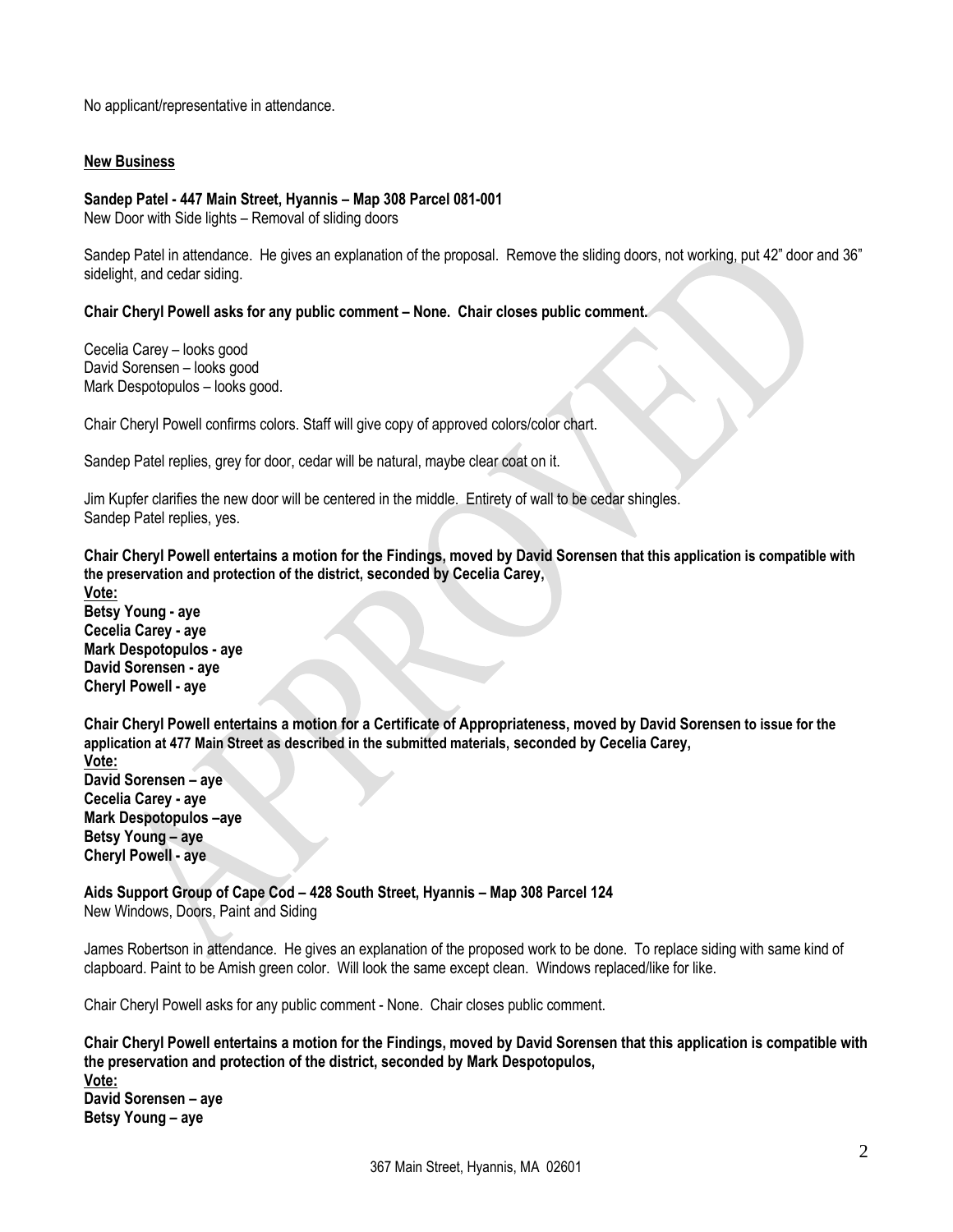No applicant/representative in attendance.

**New Business**

**Sandep Patel - 447 Main Street, Hyannis – Map 308 Parcel 081-001**
New Door with Side lights – Removal of sliding doors

Sandep Patel in attendance. He gives an explanation of the proposal. Remove the sliding doors, not working, put 42" door and 36" sidelight, and cedar siding.

**Chair Cheryl Powell asks for any public comment – None. Chair closes public comment.**

Cecelia Carey – looks good
David Sorensen – looks good
Mark Despotopulos – looks good.

Chair Cheryl Powell confirms colors. Staff will give copy of approved colors/color chart.

Sandep Patel replies, grey for door, cedar will be natural, maybe clear coat on it.

Jim Kupfer clarifies the new door will be centered in the middle. Entirety of wall to be cedar shingles.
Sandep Patel replies, yes.

**Chair Cheryl Powell entertains a motion for the Findings, moved by David Sorensen that this application is compatible with the preservation and protection of the district, seconded by Cecelia Carey,**
**Vote:**
**Betsy Young - aye**
**Cecelia Carey - aye**
**Mark Despotopulos - aye**
**David Sorensen - aye**
**Cheryl Powell - aye**

**Chair Cheryl Powell entertains a motion for a Certificate of Appropriateness, moved by David Sorensen to issue for the application at 477 Main Street as described in the submitted materials, seconded by Cecelia Carey,**
**Vote:**
**David Sorensen – aye**
**Cecelia Carey - aye**
**Mark Despotopulos –aye**
**Betsy Young – aye**
**Cheryl Powell - aye**

**Aids Support Group of Cape Cod – 428 South Street, Hyannis – Map 308 Parcel 124**
New Windows, Doors, Paint and Siding

James Robertson in attendance. He gives an explanation of the proposed work to be done. To replace siding with same kind of clapboard. Paint to be Amish green color. Will look the same except clean. Windows replaced/like for like.

Chair Cheryl Powell asks for any public comment - None. Chair closes public comment.

**Chair Cheryl Powell entertains a motion for the Findings, moved by David Sorensen that this application is compatible with the preservation and protection of the district, seconded by Mark Despotopulos,**
**Vote:**
**David Sorensen – aye**
**Betsy Young – aye**

367 Main Street, Hyannis, MA 02601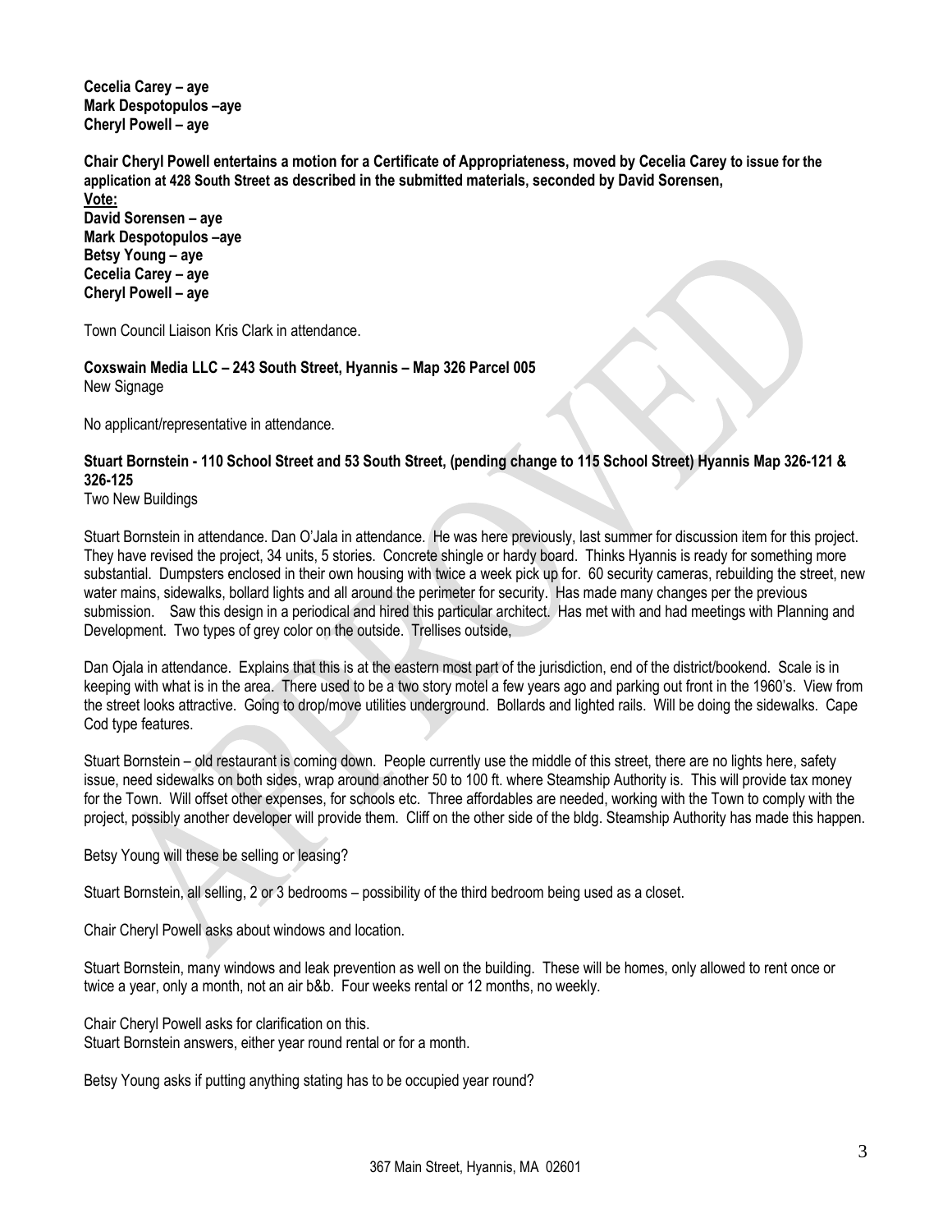**Cecelia Carey – aye**
**Mark Despotopulos –aye**
**Cheryl Powell – aye**

**Chair Cheryl Powell entertains a motion for a Certificate of Appropriateness, moved by Cecelia Carey to issue for the application at 428 South Street as described in the submitted materials, seconded by David Sorensen,**
**Vote:**
**David Sorensen – aye**
**Mark Despotopulos –aye**
**Betsy Young – aye**
**Cecelia Carey – aye**
**Cheryl Powell – aye**

Town Council Liaison Kris Clark in attendance.

**Coxswain Media LLC – 243 South Street, Hyannis – Map 326 Parcel 005**
New Signage

No applicant/representative in attendance.

**Stuart Bornstein - 110 School Street and 53 South Street, (pending change to 115 School Street) Hyannis Map 326-121 & 326-125**
Two New Buildings

Stuart Bornstein in attendance. Dan O'Jala in attendance. He was here previously, last summer for discussion item for this project. They have revised the project, 34 units, 5 stories. Concrete shingle or hardy board. Thinks Hyannis is ready for something more substantial. Dumpsters enclosed in their own housing with twice a week pick up for. 60 security cameras, rebuilding the street, new water mains, sidewalks, bollard lights and all around the perimeter for security. Has made many changes per the previous submission. Saw this design in a periodical and hired this particular architect. Has met with and had meetings with Planning and Development. Two types of grey color on the outside. Trellises outside,

Dan Ojala in attendance. Explains that this is at the eastern most part of the jurisdiction, end of the district/bookend. Scale is in keeping with what is in the area. There used to be a two story motel a few years ago and parking out front in the 1960's. View from the street looks attractive. Going to drop/move utilities underground. Bollards and lighted rails. Will be doing the sidewalks. Cape Cod type features.

Stuart Bornstein – old restaurant is coming down. People currently use the middle of this street, there are no lights here, safety issue, need sidewalks on both sides, wrap around another 50 to 100 ft. where Steamship Authority is. This will provide tax money for the Town. Will offset other expenses, for schools etc. Three affordables are needed, working with the Town to comply with the project, possibly another developer will provide them. Cliff on the other side of the bldg. Steamship Authority has made this happen.

Betsy Young will these be selling or leasing?

Stuart Bornstein, all selling, 2 or 3 bedrooms – possibility of the third bedroom being used as a closet.

Chair Cheryl Powell asks about windows and location.

Stuart Bornstein, many windows and leak prevention as well on the building. These will be homes, only allowed to rent once or twice a year, only a month, not an air b&b. Four weeks rental or 12 months, no weekly.

Chair Cheryl Powell asks for clarification on this.
Stuart Bornstein answers, either year round rental or for a month.

Betsy Young asks if putting anything stating has to be occupied year round?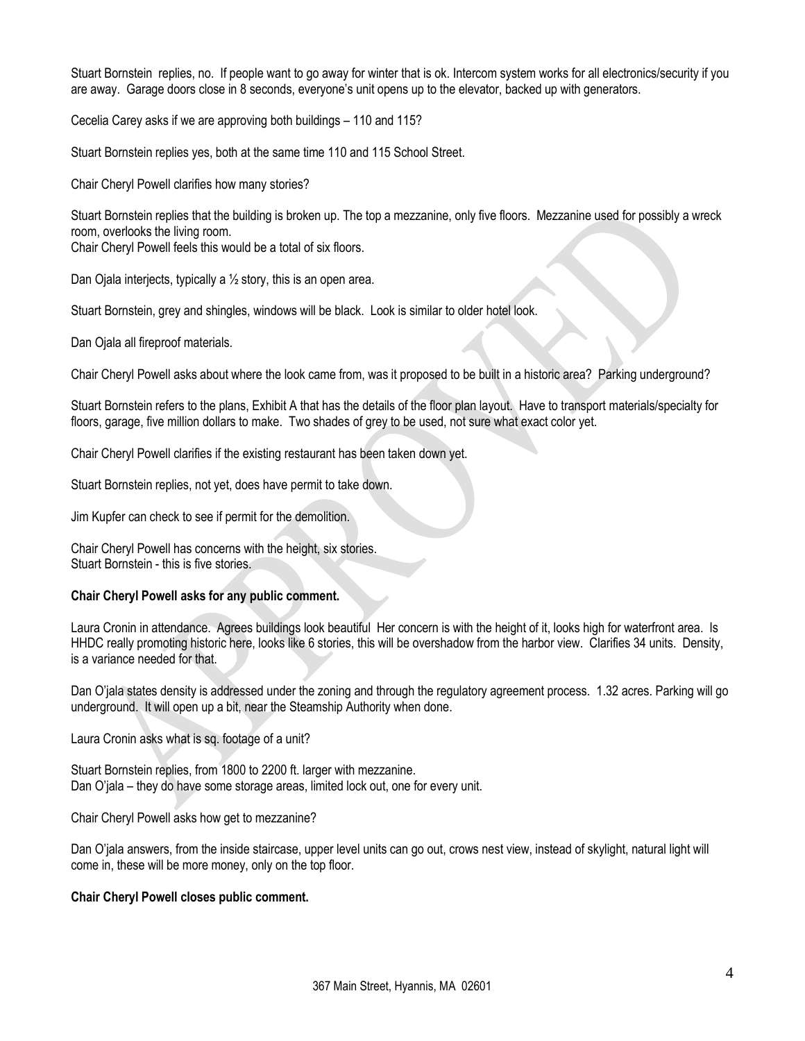Stuart Bornstein replies, no. If people want to go away for winter that is ok. Intercom system works for all electronics/security if you are away. Garage doors close in 8 seconds, everyone's unit opens up to the elevator, backed up with generators.

Cecelia Carey asks if we are approving both buildings – 110 and 115?

Stuart Bornstein replies yes, both at the same time 110 and 115 School Street.

Chair Cheryl Powell clarifies how many stories?

Stuart Bornstein replies that the building is broken up. The top a mezzanine, only five floors. Mezzanine used for possibly a wreck room, overlooks the living room.
Chair Cheryl Powell feels this would be a total of six floors.

Dan Ojala interjects, typically a ½ story, this is an open area.

Stuart Bornstein, grey and shingles, windows will be black. Look is similar to older hotel look.

Dan Ojala all fireproof materials.

Chair Cheryl Powell asks about where the look came from, was it proposed to be built in a historic area? Parking underground?

Stuart Bornstein refers to the plans, Exhibit A that has the details of the floor plan layout. Have to transport materials/specialty for floors, garage, five million dollars to make. Two shades of grey to be used, not sure what exact color yet.

Chair Cheryl Powell clarifies if the existing restaurant has been taken down yet.

Stuart Bornstein replies, not yet, does have permit to take down.

Jim Kupfer can check to see if permit for the demolition.

Chair Cheryl Powell has concerns with the height, six stories.
Stuart Bornstein - this is five stories.

**Chair Cheryl Powell asks for any public comment.**

Laura Cronin in attendance. Agrees buildings look beautiful Her concern is with the height of it, looks high for waterfront area. Is HHDC really promoting historic here, looks like 6 stories, this will be overshadow from the harbor view. Clarifies 34 units. Density, is a variance needed for that.

Dan O'jala states density is addressed under the zoning and through the regulatory agreement process. 1.32 acres. Parking will go underground. It will open up a bit, near the Steamship Authority when done.

Laura Cronin asks what is sq. footage of a unit?

Stuart Bornstein replies, from 1800 to 2200 ft. larger with mezzanine.
Dan O'jala – they do have some storage areas, limited lock out, one for every unit.

Chair Cheryl Powell asks how get to mezzanine?

Dan O'jala answers, from the inside staircase, upper level units can go out, crows nest view, instead of skylight, natural light will come in, these will be more money, only on the top floor.

**Chair Cheryl Powell closes public comment.**

367 Main Street, Hyannis, MA 02601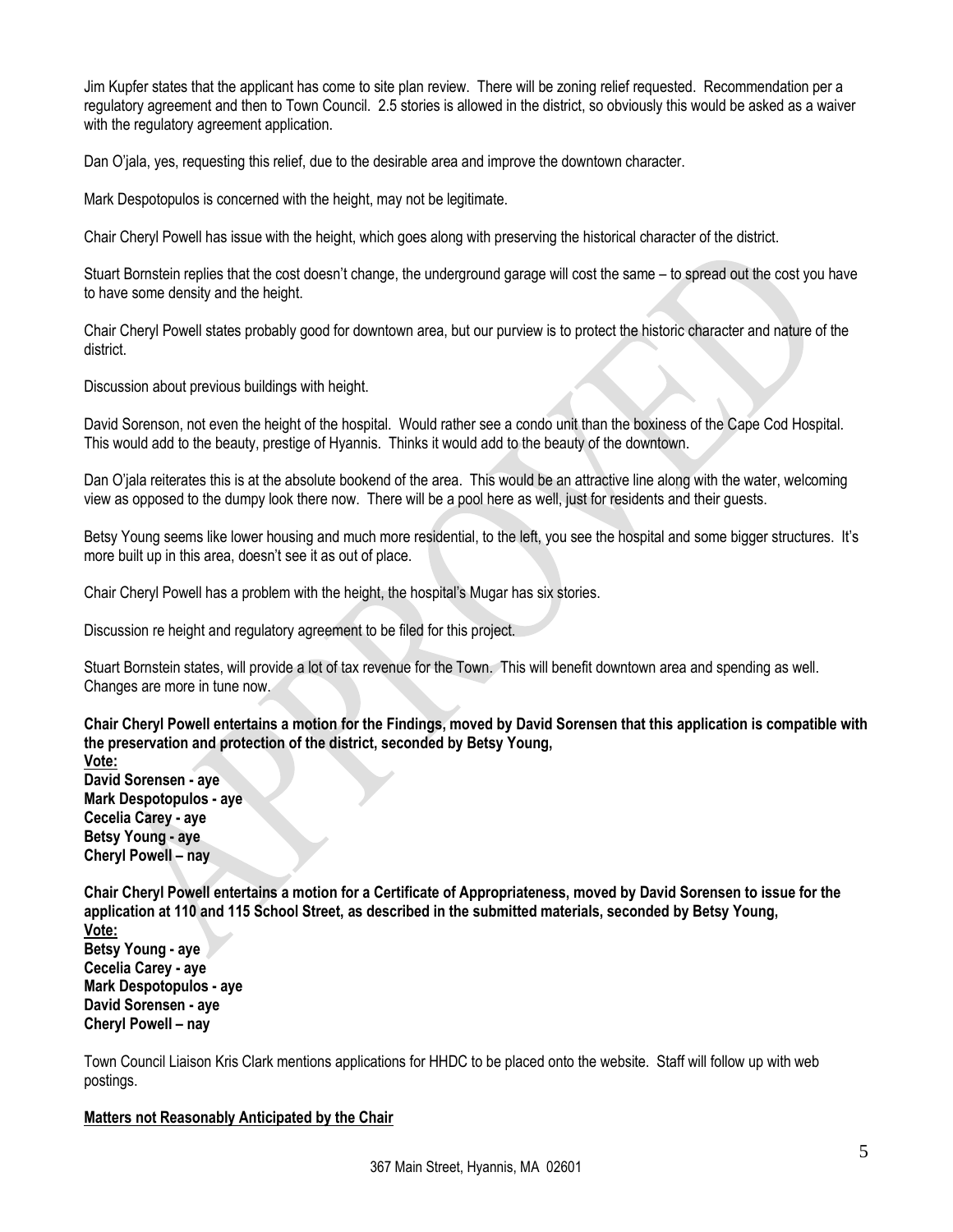Jim Kupfer states that the applicant has come to site plan review. There will be zoning relief requested. Recommendation per a regulatory agreement and then to Town Council. 2.5 stories is allowed in the district, so obviously this would be asked as a waiver with the regulatory agreement application.

Dan O'jala, yes, requesting this relief, due to the desirable area and improve the downtown character.

Mark Despotopulos is concerned with the height, may not be legitimate.

Chair Cheryl Powell has issue with the height, which goes along with preserving the historical character of the district.

Stuart Bornstein replies that the cost doesn't change, the underground garage will cost the same – to spread out the cost you have to have some density and the height.

Chair Cheryl Powell states probably good for downtown area, but our purview is to protect the historic character and nature of the district.

Discussion about previous buildings with height.

David Sorenson, not even the height of the hospital. Would rather see a condo unit than the boxiness of the Cape Cod Hospital. This would add to the beauty, prestige of Hyannis. Thinks it would add to the beauty of the downtown.

Dan O'jala reiterates this is at the absolute bookend of the area. This would be an attractive line along with the water, welcoming view as opposed to the dumpy look there now. There will be a pool here as well, just for residents and their guests.

Betsy Young seems like lower housing and much more residential, to the left, you see the hospital and some bigger structures. It's more built up in this area, doesn't see it as out of place.

Chair Cheryl Powell has a problem with the height, the hospital's Mugar has six stories.

Discussion re height and regulatory agreement to be filed for this project.

Stuart Bornstein states, will provide a lot of tax revenue for the Town. This will benefit downtown area and spending as well. Changes are more in tune now.

**Chair Cheryl Powell entertains a motion for the Findings, moved by David Sorensen that this application is compatible with the preservation and protection of the district, seconded by Betsy Young,**
**<u>Vote:</u>**
**David Sorensen - aye**
**Mark Despotopulos - aye**
**Cecelia Carey - aye**
**Betsy Young - aye**
**Cheryl Powell – nay**

**Chair Cheryl Powell entertains a motion for a Certificate of Appropriateness, moved by David Sorensen to issue for the application at 110 and 115 School Street, as described in the submitted materials, seconded by Betsy Young,**
**<u>Vote:</u>**
**Betsy Young - aye**
**Cecelia Carey - aye**
**Mark Despotopulos - aye**
**David Sorensen - aye**
**Cheryl Powell – nay**

Town Council Liaison Kris Clark mentions applications for HHDC to be placed onto the website. Staff will follow up with web postings.

**<u>Matters not Reasonably Anticipated by the Chair</u>**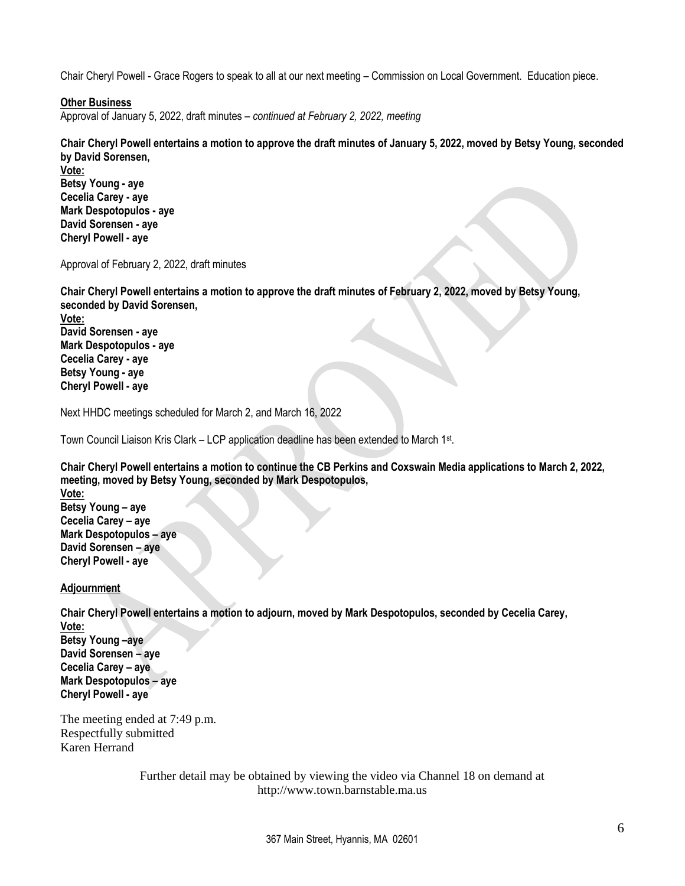Chair Cheryl Powell - Grace Rogers to speak to all at our next meeting – Commission on Local Government. Education piece.

**Other Business**

Approval of January 5, 2022, draft minutes – *continued at February 2, 2022, meeting*

**Chair Cheryl Powell entertains a motion to approve the draft minutes of January 5, 2022, moved by Betsy Young, seconded by David Sorensen,**
**Vote:**
**Betsy Young - aye**
**Cecelia Carey - aye**
**Mark Despotopulos - aye**
**David Sorensen - aye**
**Cheryl Powell - aye**

Approval of February 2, 2022, draft minutes

**Chair Cheryl Powell entertains a motion to approve the draft minutes of February 2, 2022, moved by Betsy Young, seconded by David Sorensen,**
**Vote:**
**David Sorensen - aye**
**Mark Despotopulos - aye**
**Cecelia Carey - aye**
**Betsy Young - aye**
**Cheryl Powell - aye**

Next HHDC meetings scheduled for March 2, and March 16, 2022

Town Council Liaison Kris Clark – LCP application deadline has been extended to March 1st.

**Chair Cheryl Powell entertains a motion to continue the CB Perkins and Coxswain Media applications to March 2, 2022, meeting, moved by Betsy Young, seconded by Mark Despotopulos,**
**Vote:**
**Betsy Young – aye**
**Cecelia Carey – aye**
**Mark Despotopulos – aye**
**David Sorensen – aye**
**Cheryl Powell - aye**

**Adjournment**

**Chair Cheryl Powell entertains a motion to adjourn, moved by Mark Despotopulos, seconded by Cecelia Carey,**
**Vote:**
**Betsy Young –aye**
**David Sorensen – aye**
**Cecelia Carey – aye**
**Mark Despotopulos – aye**
**Cheryl Powell - aye**

The meeting ended at 7:49 p.m.
Respectfully submitted
Karen Herrand

Further detail may be obtained by viewing the video via Channel 18 on demand at http://www.town.barnstable.ma.us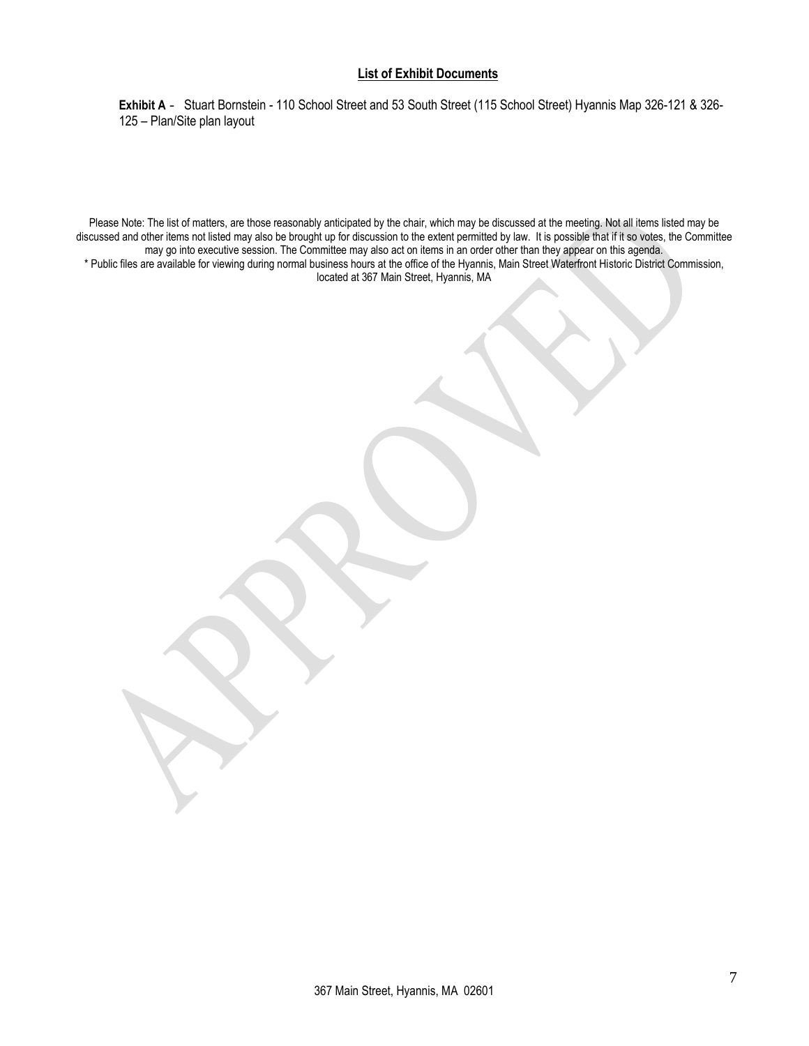**List of Exhibit Documents**

**Exhibit A** - Stuart Bornstein - 110 School Street and 53 South Street (115 School Street) Hyannis Map 326-121 & 326-125 – Plan/Site plan layout

Please Note: The list of matters, are those reasonably anticipated by the chair, which may be discussed at the meeting. Not all items listed may be discussed and other items not listed may also be brought up for discussion to the extent permitted by law. It is possible that if it so votes, the Committee may go into executive session. The Committee may also act on items in an order other than they appear on this agenda.

\* Public files are available for viewing during normal business hours at the office of the Hyannis, Main Street Waterfront Historic District Commission, located at 367 Main Street, Hyannis, MA